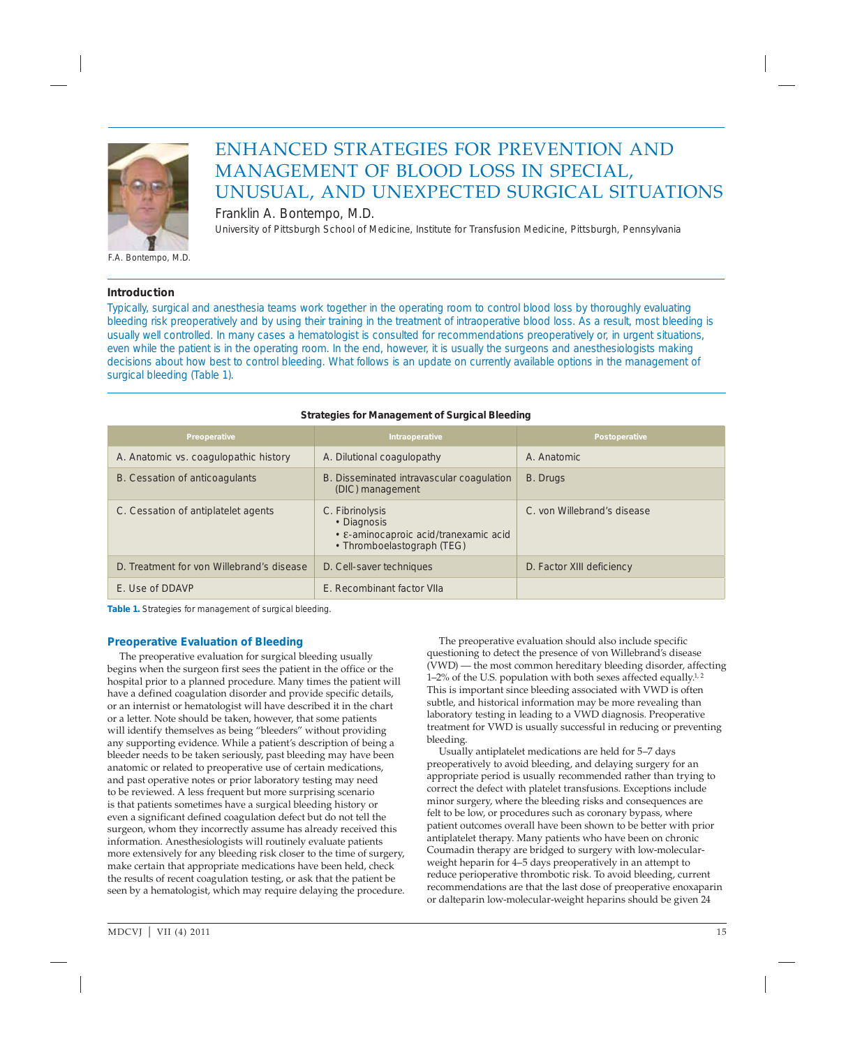# ENHANCED STRATEGIES FOR PREVENTION AND MANAGEMENT OF BLOOD LOSS IN SPECIAL, UNUSUAL, AND UNEXPECTED SURGICAL SITUATIONS

Franklin A. Bontempo, M.D.

University of Pittsburgh School of Medicine, Institute for Transfusion Medicine, Pittsburgh, Pennsylvania

F.A. Bontempo, M.D.

## Introduction

Typically, surgical and anesthesia teams work together in the operating room to control blood loss by thoroughly evaluating bleeding risk preoperatively and by using their training in the treatment of intraoperative blood loss. As a result, most bleeding is usually well controlled. In many cases a hematologist is consulted for recommendations preoperatively or, in urgent situations, even while the patient is in the operating room. In the end, however, it is usually the surgeons and anesthesiologists making decisions about how best to control bleeding. What follows is an update on currently available options in the management of surgical bleeding (Table 1).

**Strategies for Management of Surgical Bleeding**

| Preoperative | Intraoperative | Postoperative |
|---|---|---|
| A. Anatomic vs. coagulopathic history | A. Dilutional coagulopathy | A. Anatomic |
| B. Cessation of anticoagulants | B. Disseminated intravascular coagulation (DIC) management | B. Drugs |
| C. Cessation of antiplatelet agents | C. Fibrinolysis<br>• Diagnosis<br>• ε-aminocaproic acid/tranexamic acid<br>• Thromboelastograph (TEG) | C. von Willebrand's disease |
| D. Treatment for von Willebrand's disease | D. Cell-saver techniques | D. Factor XIII deficiency |
| E. Use of DDAVP | E. Recombinant factor VIIa | |

**Table 1.** Strategies for management of surgical bleeding.

## Preoperative Evaluation of Bleeding

The preoperative evaluation for surgical bleeding usually begins when the surgeon first sees the patient in the office or the hospital prior to a planned procedure. Many times the patient will have a defined coagulation disorder and provide specific details, or an internist or hematologist will have described it in the chart or a letter. Note should be taken, however, that some patients will identify themselves as being "bleeders" without providing any supporting evidence. While a patient's description of being a bleeder needs to be taken seriously, past bleeding may have been anatomic or related to preoperative use of certain medications, and past operative notes or prior laboratory testing may need to be reviewed. A less frequent but more surprising scenario is that patients sometimes have a surgical bleeding history or even a significant defined coagulation defect but do not tell the surgeon, whom they incorrectly assume has already received this information. Anesthesiologists will routinely evaluate patients more extensively for any bleeding risk closer to the time of surgery, make certain that appropriate medications have been held, check the results of recent coagulation testing, or ask that the patient be seen by a hematologist, which may require delaying the procedure.

The preoperative evaluation should also include specific questioning to detect the presence of von Willebrand's disease (VWD) — the most common hereditary bleeding disorder, affecting 1–2% of the U.S. population with both sexes affected equally.[1, 2] This is important since bleeding associated with VWD is often subtle, and historical information may be more revealing than laboratory testing in leading to a VWD diagnosis. Preoperative treatment for VWD is usually successful in reducing or preventing bleeding.

Usually antiplatelet medications are held for 5–7 days preoperatively to avoid bleeding, and delaying surgery for an appropriate period is usually recommended rather than trying to correct the defect with platelet transfusions. Exceptions include minor surgery, where the bleeding risks and consequences are felt to be low, or procedures such as coronary bypass, where patient outcomes overall have been shown to be better with prior antiplatelet therapy. Many patients who have been on chronic Coumadin therapy are bridged to surgery with low-molecular-weight heparin for 4–5 days preoperatively in an attempt to reduce perioperative thrombotic risk. To avoid bleeding, current recommendations are that the last dose of preoperative enoxaparin or dalteparin low-molecular-weight heparins should be given 24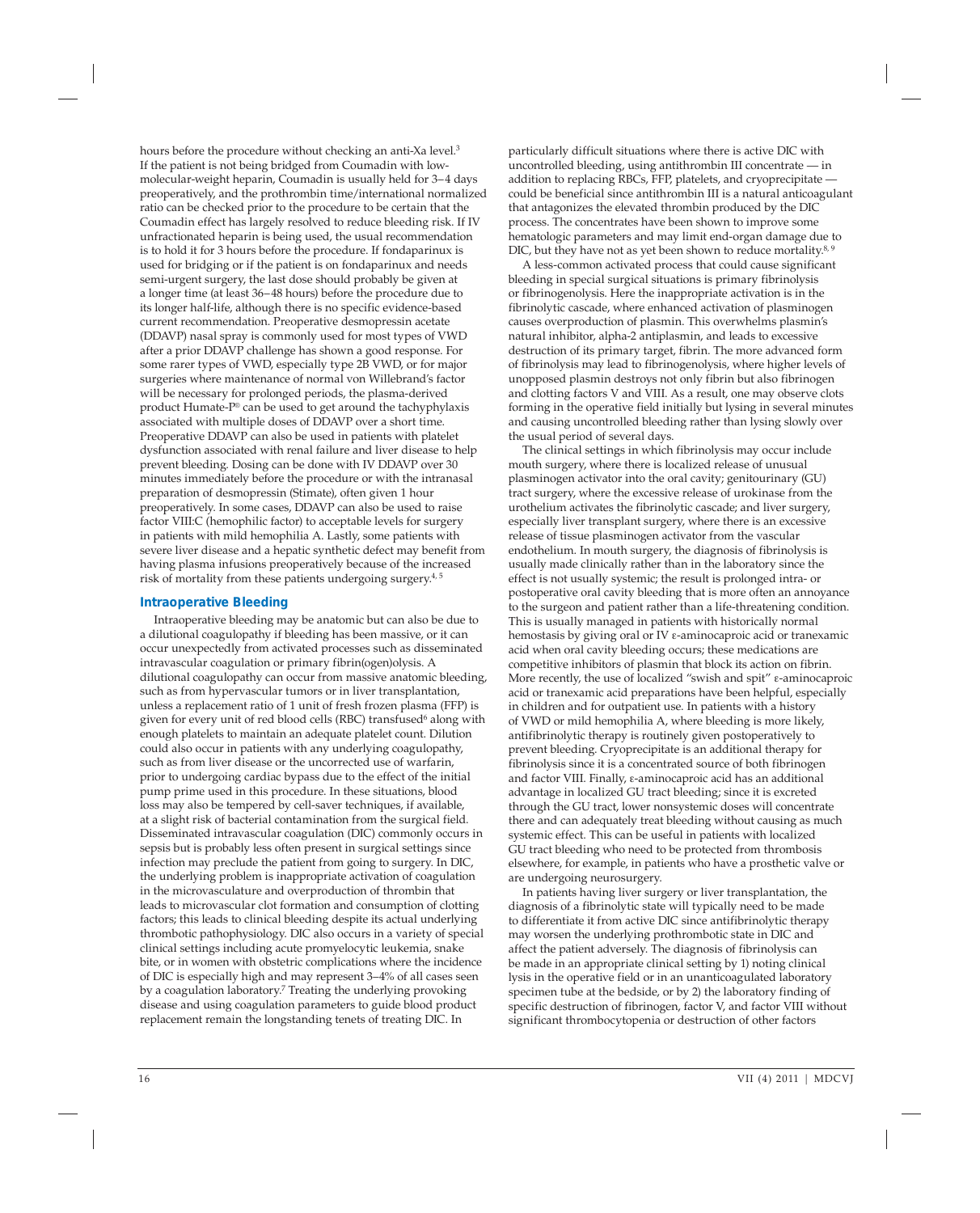hours before the procedure without checking an anti-Xa level.[3] If the patient is not being bridged from Coumadin with low-molecular-weight heparin, Coumadin is usually held for 3–4 days preoperatively, and the prothrombin time/international normalized ratio can be checked prior to the procedure to be certain that the Coumadin effect has largely resolved to reduce bleeding risk. If IV unfractionated heparin is being used, the usual recommendation is to hold it for 3 hours before the procedure. If fondaparinux is used for bridging or if the patient is on fondaparinux and needs semi-urgent surgery, the last dose should probably be given at a longer time (at least 36–48 hours) before the procedure due to its longer half-life, although there is no specific evidence-based current recommendation. Preoperative desmopressin acetate (DDAVP) nasal spray is commonly used for most types of VWD after a prior DDAVP challenge has shown a good response. For some rarer types of VWD, especially type 2B VWD, or for major surgeries where maintenance of normal von Willebrand's factor will be necessary for prolonged periods, the plasma-derived product Humate-P® can be used to get around the tachyphylaxis associated with multiple doses of DDAVP over a short time. Preoperative DDAVP can also be used in patients with platelet dysfunction associated with renal failure and liver disease to help prevent bleeding. Dosing can be done with IV DDAVP over 30 minutes immediately before the procedure or with the intranasal preparation of desmopressin (Stimate), often given 1 hour preoperatively. In some cases, DDAVP can also be used to raise factor VIII:C (hemophilic factor) to acceptable levels for surgery in patients with mild hemophilia A. Lastly, some patients with severe liver disease and a hepatic synthetic defect may benefit from having plasma infusions preoperatively because of the increased risk of mortality from these patients undergoing surgery.[4, 5]

## Intraoperative Bleeding

Intraoperative bleeding may be anatomic but can also be due to a dilutional coagulopathy if bleeding has been massive, or it can occur unexpectedly from activated processes such as disseminated intravascular coagulation or primary fibrin(ogen)olysis. A dilutional coagulopathy can occur from massive anatomic bleeding, such as from hypervascular tumors or in liver transplantation, unless a replacement ratio of 1 unit of fresh frozen plasma (FFP) is given for every unit of red blood cells (RBC) transfused[6] along with enough platelets to maintain an adequate platelet count. Dilution could also occur in patients with any underlying coagulopathy, such as from liver disease or the uncorrected use of warfarin, prior to undergoing cardiac bypass due to the effect of the initial pump prime used in this procedure. In these situations, blood loss may also be tempered by cell-saver techniques, if available, at a slight risk of bacterial contamination from the surgical field. Disseminated intravascular coagulation (DIC) commonly occurs in sepsis but is probably less often present in surgical settings since infection may preclude the patient from going to surgery. In DIC, the underlying problem is inappropriate activation of coagulation in the microvasculature and overproduction of thrombin that leads to microvascular clot formation and consumption of clotting factors; this leads to clinical bleeding despite its actual underlying thrombotic pathophysiology. DIC also occurs in a variety of special clinical settings including acute promyelocytic leukemia, snake bite, or in women with obstetric complications where the incidence of DIC is especially high and may represent 3–4% of all cases seen by a coagulation laboratory.[7] Treating the underlying provoking disease and using coagulation parameters to guide blood product replacement remain the longstanding tenets of treating DIC. In particularly difficult situations where there is active DIC with uncontrolled bleeding, using antithrombin III concentrate — in addition to replacing RBCs, FFP, platelets, and cryoprecipitate — could be beneficial since antithrombin III is a natural anticoagulant that antagonizes the elevated thrombin produced by the DIC process. The concentrates have been shown to improve some hematologic parameters and may limit end-organ damage due to DIC, but they have not as yet been shown to reduce mortality.[8, 9]

A less-common activated process that could cause significant bleeding in special surgical situations is primary fibrinolysis or fibrinogenolysis. Here the inappropriate activation is in the fibrinolytic cascade, where enhanced activation of plasminogen causes overproduction of plasmin. This overwhelms plasmin's natural inhibitor, alpha-2 antiplasmin, and leads to excessive destruction of its primary target, fibrin. The more advanced form of fibrinolysis may lead to fibrinogenolysis, where higher levels of unopposed plasmin destroys not only fibrin but also fibrinogen and clotting factors V and VIII. As a result, one may observe clots forming in the operative field initially but lysing in several minutes and causing uncontrolled bleeding rather than lysing slowly over the usual period of several days.

The clinical settings in which fibrinolysis may occur include mouth surgery, where there is localized release of unusual plasminogen activator into the oral cavity; genitourinary (GU) tract surgery, where the excessive release of urokinase from the urothelium activates the fibrinolytic cascade; and liver surgery, especially liver transplant surgery, where there is an excessive release of tissue plasminogen activator from the vascular endothelium. In mouth surgery, the diagnosis of fibrinolysis is usually made clinically rather than in the laboratory since the effect is not usually systemic; the result is prolonged intra- or postoperative oral cavity bleeding that is more often an annoyance to the surgeon and patient rather than a life-threatening condition. This is usually managed in patients with historically normal hemostasis by giving oral or IV ε-aminocaproic acid or tranexamic acid when oral cavity bleeding occurs; these medications are competitive inhibitors of plasmin that block its action on fibrin. More recently, the use of localized "swish and spit" ε-aminocaproic acid or tranexamic acid preparations have been helpful, especially in children and for outpatient use. In patients with a history of VWD or mild hemophilia A, where bleeding is more likely, antifibrinolytic therapy is routinely given postoperatively to prevent bleeding. Cryoprecipitate is an additional therapy for fibrinolysis since it is a concentrated source of both fibrinogen and factor VIII. Finally, ε-aminocaproic acid has an additional advantage in localized GU tract bleeding; since it is excreted through the GU tract, lower nonsystemic doses will concentrate there and can adequately treat bleeding without causing as much systemic effect. This can be useful in patients with localized GU tract bleeding who need to be protected from thrombosis elsewhere, for example, in patients who have a prosthetic valve or are undergoing neurosurgery.

In patients having liver surgery or liver transplantation, the diagnosis of a fibrinolytic state will typically need to be made to differentiate it from active DIC since antifibrinolytic therapy may worsen the underlying prothrombotic state in DIC and affect the patient adversely. The diagnosis of fibrinolysis can be made in an appropriate clinical setting by 1) noting clinical lysis in the operative field or in an unanticoagulated laboratory specimen tube at the bedside, or by 2) the laboratory finding of specific destruction of fibrinogen, factor V, and factor VIII without significant thrombocytopenia or destruction of other factors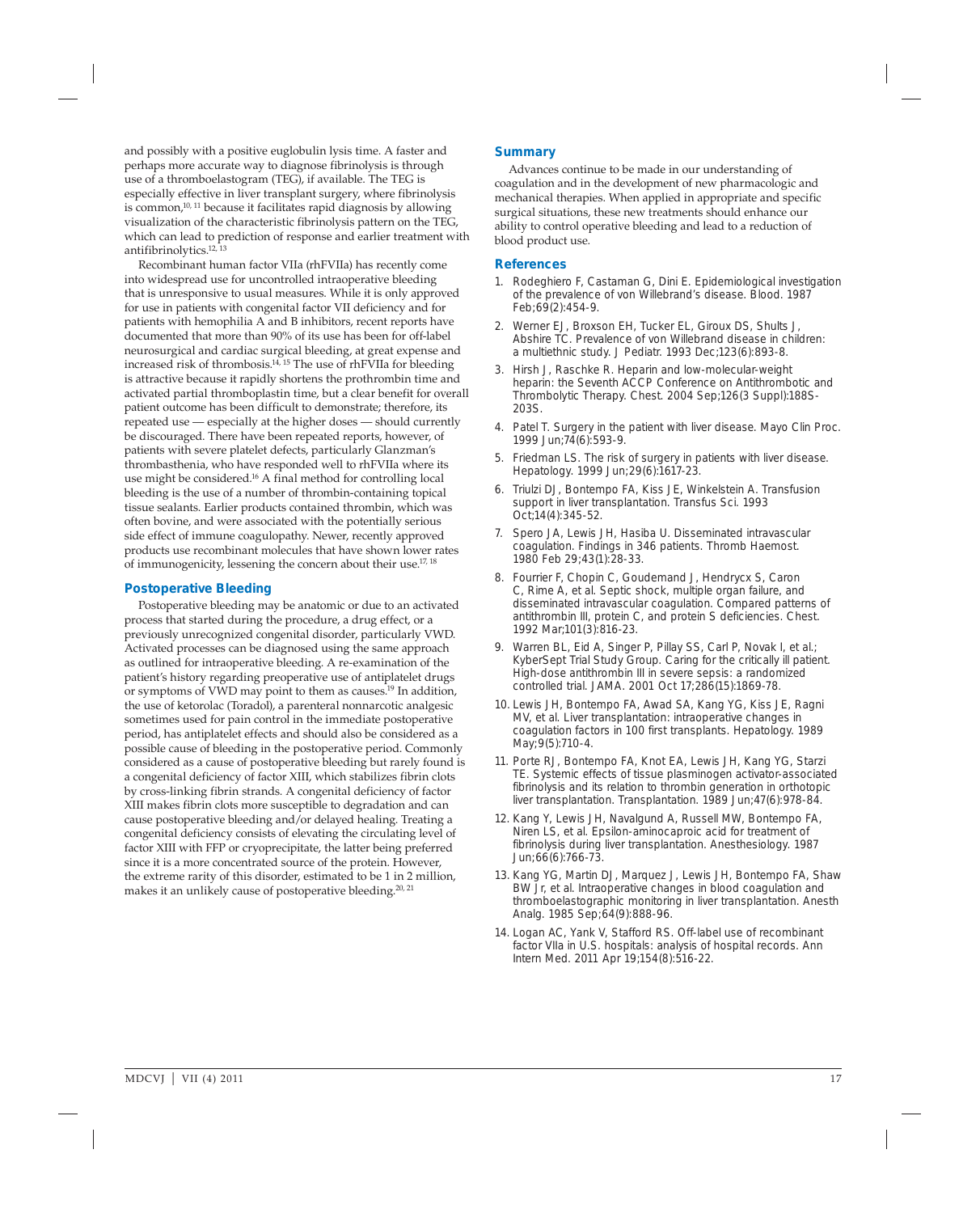and possibly with a positive euglobulin lysis time. A faster and perhaps more accurate way to diagnose fibrinolysis is through use of a thromboelastogram (TEG), if available. The TEG is especially effective in liver transplant surgery, where fibrinolysis is common,[10, 11] because it facilitates rapid diagnosis by allowing visualization of the characteristic fibrinolysis pattern on the TEG, which can lead to prediction of response and earlier treatment with antifibrinolytics.[12, 13]

Recombinant human factor VIIa (rhFVIIa) has recently come into widespread use for uncontrolled intraoperative bleeding that is unresponsive to usual measures. While it is only approved for use in patients with congenital factor VII deficiency and for patients with hemophilia A and B inhibitors, recent reports have documented that more than 90% of its use has been for off-label neurosurgical and cardiac surgical bleeding, at great expense and increased risk of thrombosis.[14, 15] The use of rhFVIIa for bleeding is attractive because it rapidly shortens the prothrombin time and activated partial thromboplastin time, but a clear benefit for overall patient outcome has been difficult to demonstrate; therefore, its repeated use — especially at the higher doses — should currently be discouraged. There have been repeated reports, however, of patients with severe platelet defects, particularly Glanzman's thrombasthenia, who have responded well to rhFVIIa where its use might be considered.[16] A final method for controlling local bleeding is the use of a number of thrombin-containing topical tissue sealants. Earlier products contained thrombin, which was often bovine, and were associated with the potentially serious side effect of immune coagulopathy. Newer, recently approved products use recombinant molecules that have shown lower rates of immunogenicity, lessening the concern about their use.[17, 18]

## Postoperative Bleeding

Postoperative bleeding may be anatomic or due to an activated process that started during the procedure, a drug effect, or a previously unrecognized congenital disorder, particularly VWD. Activated processes can be diagnosed using the same approach as outlined for intraoperative bleeding. A re-examination of the patient's history regarding preoperative use of antiplatelet drugs or symptoms of VWD may point to them as causes.[19] In addition, the use of ketorolac (Toradol), a parenteral nonnarcotic analgesic sometimes used for pain control in the immediate postoperative period, has antiplatelet effects and should also be considered as a possible cause of bleeding in the postoperative period. Commonly considered as a cause of postoperative bleeding but rarely found is a congenital deficiency of factor XIII, which stabilizes fibrin clots by cross-linking fibrin strands. A congenital deficiency of factor XIII makes fibrin clots more susceptible to degradation and can cause postoperative bleeding and/or delayed healing. Treating a congenital deficiency consists of elevating the circulating level of factor XIII with FFP or cryoprecipitate, the latter being preferred since it is a more concentrated source of the protein. However, the extreme rarity of this disorder, estimated to be 1 in 2 million, makes it an unlikely cause of postoperative bleeding.[20, 21]

## Summary

Advances continue to be made in our understanding of coagulation and in the development of new pharmacologic and mechanical therapies. When applied in appropriate and specific surgical situations, these new treatments should enhance our ability to control operative bleeding and lead to a reduction of blood product use.

## References

1. Rodeghiero F, Castaman G, Dini E. Epidemiological investigation of the prevalence of von Willebrand's disease. Blood. 1987 Feb;69(2):454-9.
2. Werner EJ, Broxson EH, Tucker EL, Giroux DS, Shults J, Abshire TC. Prevalence of von Willebrand disease in children: a multiethnic study. J Pediatr. 1993 Dec;123(6):893-8.
3. Hirsh J, Raschke R. Heparin and low-molecular-weight heparin: the Seventh ACCP Conference on Antithrombotic and Thrombolytic Therapy. Chest. 2004 Sep;126(3 Suppl):188S-203S.
4. Patel T. Surgery in the patient with liver disease. Mayo Clin Proc. 1999 Jun;74(6):593-9.
5. Friedman LS. The risk of surgery in patients with liver disease. Hepatology. 1999 Jun;29(6):1617-23.
6. Triulzi DJ, Bontempo FA, Kiss JE, Winkelstein A. Transfusion support in liver transplantation. Transfus Sci. 1993 Oct;14(4):345-52.
7. Spero JA, Lewis JH, Hasiba U. Disseminated intravascular coagulation. Findings in 346 patients. Thromb Haemost. 1980 Feb 29;43(1):28-33.
8. Fourrier F, Chopin C, Goudemand J, Hendrycx S, Caron C, Rime A, et al. Septic shock, multiple organ failure, and disseminated intravascular coagulation. Compared patterns of antithrombin III, protein C, and protein S deficiencies. Chest. 1992 Mar;101(3):816-23.
9. Warren BL, Eid A, Singer P, Pillay SS, Carl P, Novak I, et al.; KyberSept Trial Study Group. Caring for the critically ill patient. High-dose antithrombin III in severe sepsis: a randomized controlled trial. JAMA. 2001 Oct 17;286(15):1869-78.
10. Lewis JH, Bontempo FA, Awad SA, Kang YG, Kiss JE, Ragni MV, et al. Liver transplantation: intraoperative changes in coagulation factors in 100 first transplants. Hepatology. 1989 May;9(5):710-4.
11. Porte RJ, Bontempo FA, Knot EA, Lewis JH, Kang YG, Starzi TE. Systemic effects of tissue plasminogen activator-associated fibrinolysis and its relation to thrombin generation in orthotopic liver transplantation. Transplantation. 1989 Jun;47(6):978-84.
12. Kang Y, Lewis JH, Navalgund A, Russell MW, Bontempo FA, Niren LS, et al. Epsilon-aminocaproic acid for treatment of fibrinolysis during liver transplantation. Anesthesiology. 1987 Jun;66(6):766-73.
13. Kang YG, Martin DJ, Marquez J, Lewis JH, Bontempo FA, Shaw BW Jr, et al. Intraoperative changes in blood coagulation and thromboelastographic monitoring in liver transplantation. Anesth Analg. 1985 Sep;64(9):888-96.
14. Logan AC, Yank V, Stafford RS. Off-label use of recombinant factor VIIa in U.S. hospitals: analysis of hospital records. Ann Intern Med. 2011 Apr 19;154(8):516-22.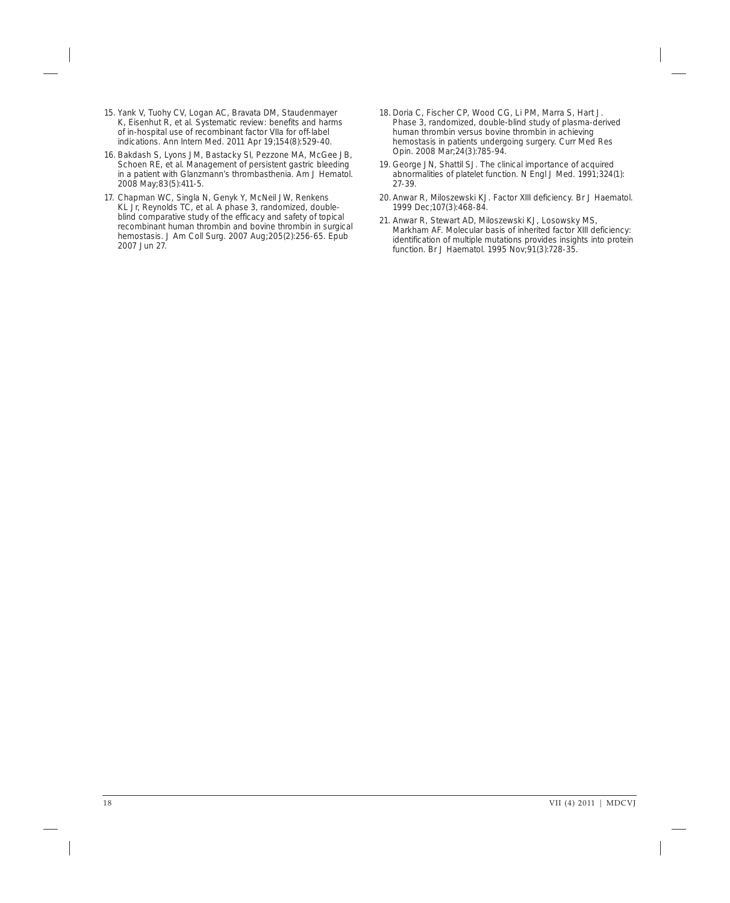15. Yank V, Tuohy CV, Logan AC, Bravata DM, Staudenmayer K, Eisenhut R, et al. Systematic review: benefits and harms of in-hospital use of recombinant factor VIIa for off-label indications. Ann Intern Med. 2011 Apr 19;154(8):529-40.
16. Bakdash S, Lyons JM, Bastacky SI, Pezzone MA, McGee JB, Schoen RE, et al. Management of persistent gastric bleeding in a patient with Glanzmann's thrombasthenia. Am J Hematol. 2008 May;83(5):411-5.
17. Chapman WC, Singla N, Genyk Y, McNeil JW, Renkens KL Jr, Reynolds TC, et al. A phase 3, randomized, double-blind comparative study of the efficacy and safety of topical recombinant human thrombin and bovine thrombin in surgical hemostasis. J Am Coll Surg. 2007 Aug;205(2):256-65. Epub 2007 Jun 27.
18. Doria C, Fischer CP, Wood CG, Li PM, Marra S, Hart J. Phase 3, randomized, double-blind study of plasma-derived human thrombin versus bovine thrombin in achieving hemostasis in patients undergoing surgery. Curr Med Res Opin. 2008 Mar;24(3):785-94.
19. George JN, Shattil SJ. The clinical importance of acquired abnormalities of platelet function. N Engl J Med. 1991;324(1):27-39.
20. Anwar R, Miloszewski KJ. Factor XIII deficiency. Br J Haematol. 1999 Dec;107(3):468-84.
21. Anwar R, Stewart AD, Miloszewski KJ, Losowsky MS, Markham AF. Molecular basis of inherited factor XIII deficiency: identification of multiple mutations provides insights into protein function. Br J Haematol. 1995 Nov;91(3):728-35.